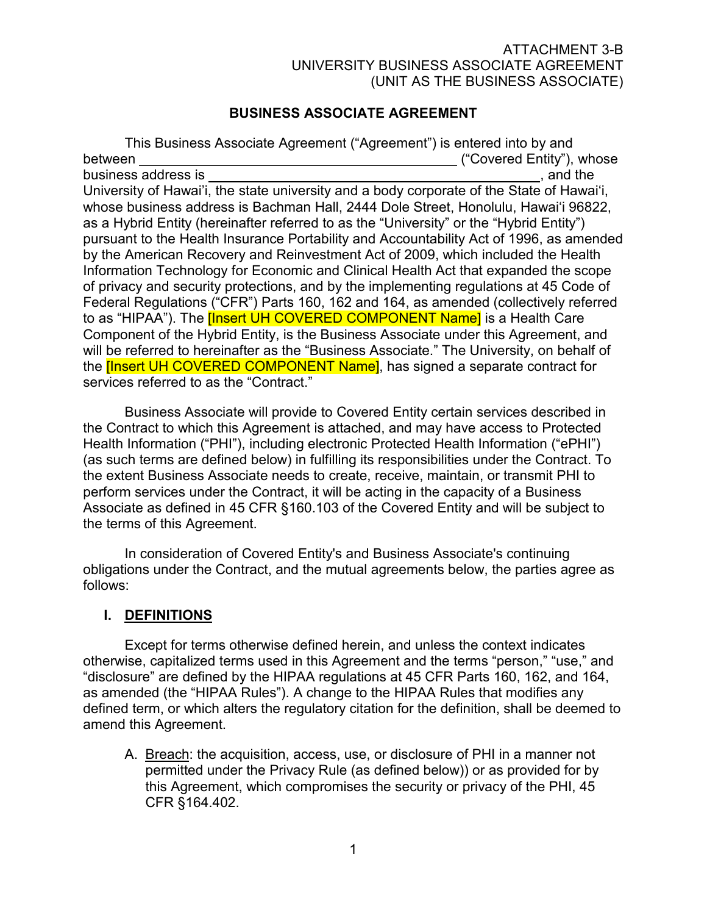ATTACHMENT 3-B
UNIVERSITY BUSINESS ASSOCIATE AGREEMENT
(UNIT AS THE BUSINESS ASSOCIATE)

## BUSINESS ASSOCIATE AGREEMENT

This Business Associate Agreement ("Agreement") is entered into by and between ________________________________________ ("Covered Entity"), whose business address is ________________________________________, and the University of Hawai'i, the state university and a body corporate of the State of Hawai'i, whose business address is Bachman Hall, 2444 Dole Street, Honolulu, Hawai'i 96822, as a Hybrid Entity (hereinafter referred to as the "University" or the "Hybrid Entity") pursuant to the Health Insurance Portability and Accountability Act of 1996, as amended by the American Recovery and Reinvestment Act of 2009, which included the Health Information Technology for Economic and Clinical Health Act that expanded the scope of privacy and security protections, and by the implementing regulations at 45 Code of Federal Regulations ("CFR") Parts 160, 162 and 164, as amended (collectively referred to as "HIPAA"). The [Insert UH COVERED COMPONENT Name] is a Health Care Component of the Hybrid Entity, is the Business Associate under this Agreement, and will be referred to hereinafter as the "Business Associate." The University, on behalf of the [Insert UH COVERED COMPONENT Name], has signed a separate contract for services referred to as the "Contract."

Business Associate will provide to Covered Entity certain services described in the Contract to which this Agreement is attached, and may have access to Protected Health Information ("PHI"), including electronic Protected Health Information ("ePHI") (as such terms are defined below) in fulfilling its responsibilities under the Contract. To the extent Business Associate needs to create, receive, maintain, or transmit PHI to perform services under the Contract, it will be acting in the capacity of a Business Associate as defined in 45 CFR §160.103 of the Covered Entity and will be subject to the terms of this Agreement.

In consideration of Covered Entity's and Business Associate's continuing obligations under the Contract, and the mutual agreements below, the parties agree as follows:

## I. DEFINITIONS

Except for terms otherwise defined herein, and unless the context indicates otherwise, capitalized terms used in this Agreement and the terms "person," "use," and "disclosure" are defined by the HIPAA regulations at 45 CFR Parts 160, 162, and 164, as amended (the "HIPAA Rules"). A change to the HIPAA Rules that modifies any defined term, or which alters the regulatory citation for the definition, shall be deemed to amend this Agreement.

A. Breach: the acquisition, access, use, or disclosure of PHI in a manner not permitted under the Privacy Rule (as defined below)) or as provided for by this Agreement, which compromises the security or privacy of the PHI, 45 CFR §164.402.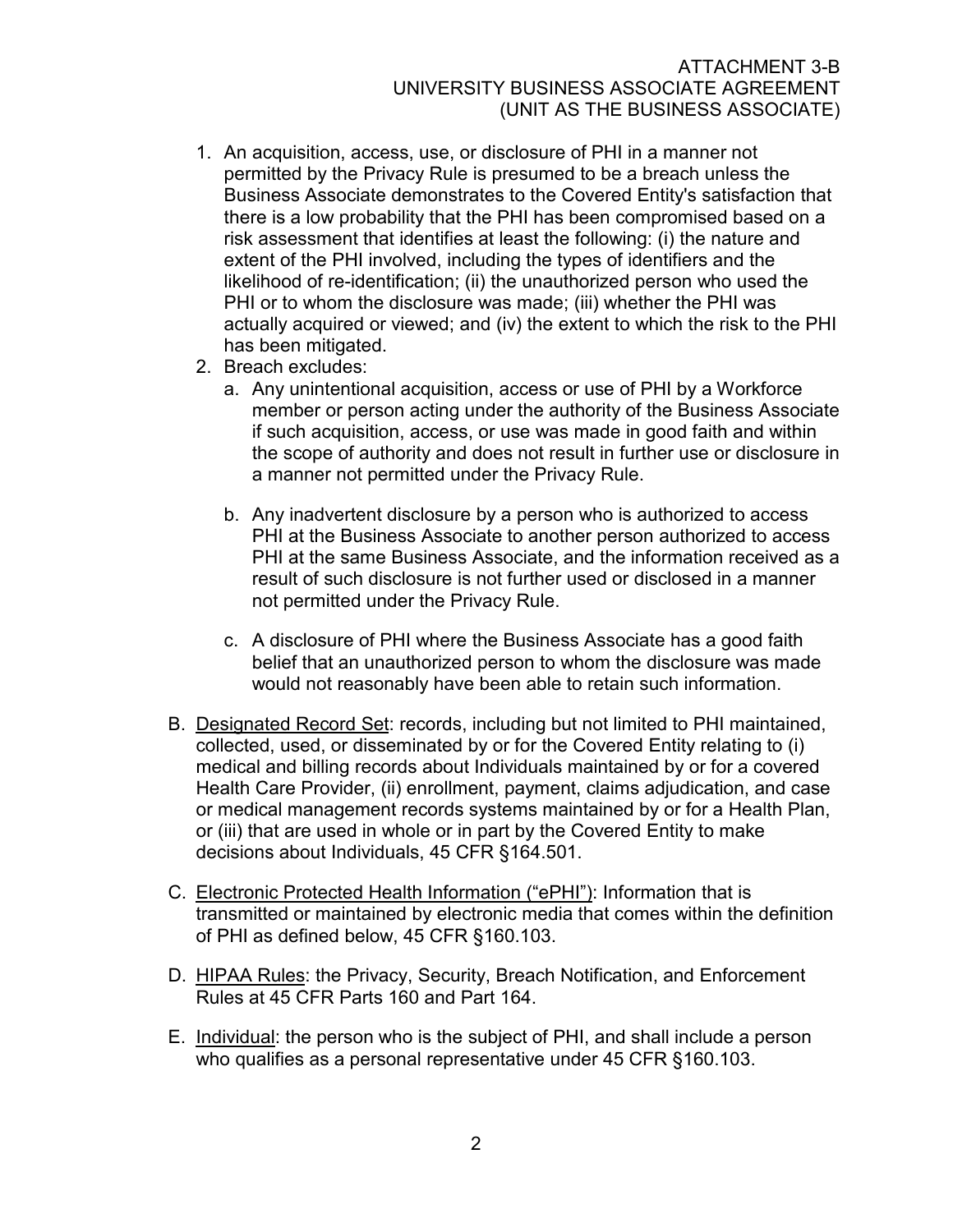1. An acquisition, access, use, or disclosure of PHI in a manner not permitted by the Privacy Rule is presumed to be a breach unless the Business Associate demonstrates to the Covered Entity's satisfaction that there is a low probability that the PHI has been compromised based on a risk assessment that identifies at least the following: (i) the nature and extent of the PHI involved, including the types of identifiers and the likelihood of re-identification; (ii) the unauthorized person who used the PHI or to whom the disclosure was made; (iii) whether the PHI was actually acquired or viewed; and (iv) the extent to which the risk to the PHI has been mitigated.
2. Breach excludes:
   a. Any unintentional acquisition, access or use of PHI by a Workforce member or person acting under the authority of the Business Associate if such acquisition, access, or use was made in good faith and within the scope of authority and does not result in further use or disclosure in a manner not permitted under the Privacy Rule.

   b. Any inadvertent disclosure by a person who is authorized to access PHI at the Business Associate to another person authorized to access PHI at the same Business Associate, and the information received as a result of such disclosure is not further used or disclosed in a manner not permitted under the Privacy Rule.

   c. A disclosure of PHI where the Business Associate has a good faith belief that an unauthorized person to whom the disclosure was made would not reasonably have been able to retain such information.

B. Designated Record Set: records, including but not limited to PHI maintained, collected, used, or disseminated by or for the Covered Entity relating to (i) medical and billing records about Individuals maintained by or for a covered Health Care Provider, (ii) enrollment, payment, claims adjudication, and case or medical management records systems maintained by or for a Health Plan, or (iii) that are used in whole or in part by the Covered Entity to make decisions about Individuals, 45 CFR §164.501.

C. Electronic Protected Health Information ("ePHI"): Information that is transmitted or maintained by electronic media that comes within the definition of PHI as defined below, 45 CFR §160.103.

D. HIPAA Rules: the Privacy, Security, Breach Notification, and Enforcement Rules at 45 CFR Parts 160 and Part 164.

E. Individual: the person who is the subject of PHI, and shall include a person who qualifies as a personal representative under 45 CFR §160.103.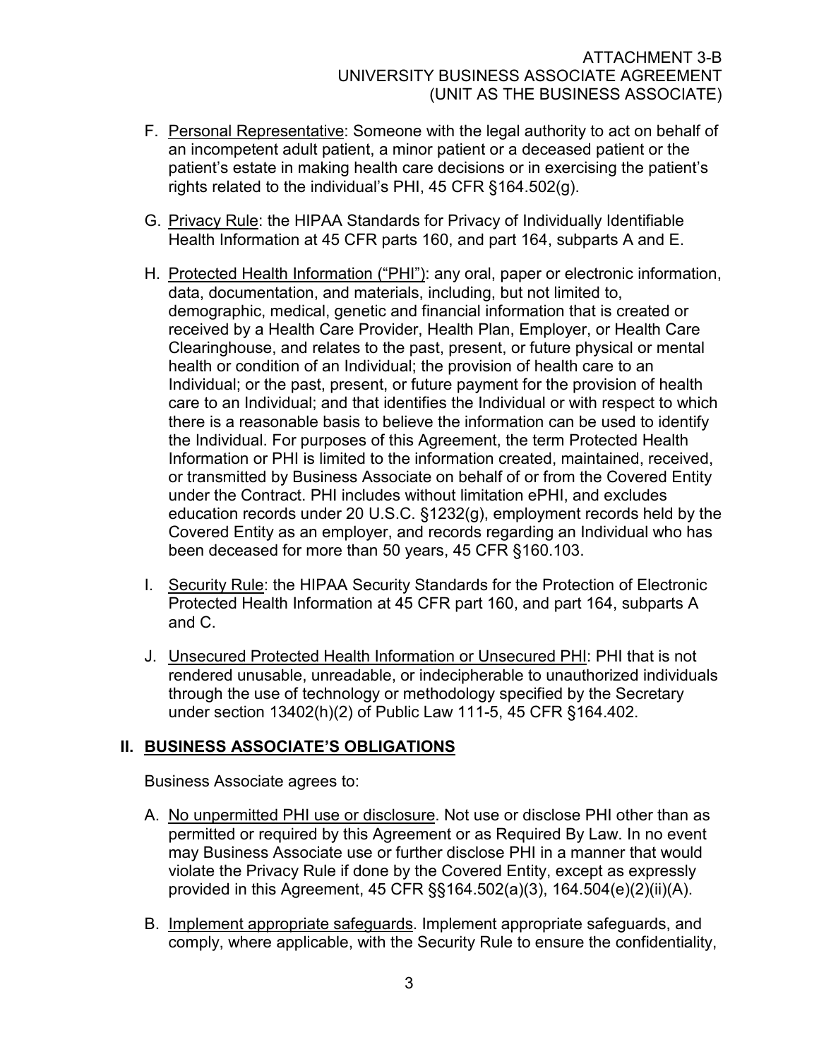F. Personal Representative: Someone with the legal authority to act on behalf of an incompetent adult patient, a minor patient or a deceased patient or the patient's estate in making health care decisions or in exercising the patient's rights related to the individual's PHI, 45 CFR §164.502(g).

G. Privacy Rule: the HIPAA Standards for Privacy of Individually Identifiable Health Information at 45 CFR parts 160, and part 164, subparts A and E.

H. Protected Health Information ("PHI"): any oral, paper or electronic information, data, documentation, and materials, including, but not limited to, demographic, medical, genetic and financial information that is created or received by a Health Care Provider, Health Plan, Employer, or Health Care Clearinghouse, and relates to the past, present, or future physical or mental health or condition of an Individual; the provision of health care to an Individual; or the past, present, or future payment for the provision of health care to an Individual; and that identifies the Individual or with respect to which there is a reasonable basis to believe the information can be used to identify the Individual. For purposes of this Agreement, the term Protected Health Information or PHI is limited to the information created, maintained, received, or transmitted by Business Associate on behalf of or from the Covered Entity under the Contract. PHI includes without limitation ePHI, and excludes education records under 20 U.S.C. §1232(g), employment records held by the Covered Entity as an employer, and records regarding an Individual who has been deceased for more than 50 years, 45 CFR §160.103.

I. Security Rule: the HIPAA Security Standards for the Protection of Electronic Protected Health Information at 45 CFR part 160, and part 164, subparts A and C.

J. Unsecured Protected Health Information or Unsecured PHI: PHI that is not rendered unusable, unreadable, or indecipherable to unauthorized individuals through the use of technology or methodology specified by the Secretary under section 13402(h)(2) of Public Law 111-5, 45 CFR §164.402.

## II. BUSINESS ASSOCIATE'S OBLIGATIONS

Business Associate agrees to:

A. No unpermitted PHI use or disclosure. Not use or disclose PHI other than as permitted or required by this Agreement or as Required By Law. In no event may Business Associate use or further disclose PHI in a manner that would violate the Privacy Rule if done by the Covered Entity, except as expressly provided in this Agreement, 45 CFR §§164.502(a)(3), 164.504(e)(2)(ii)(A).

B. Implement appropriate safeguards. Implement appropriate safeguards, and comply, where applicable, with the Security Rule to ensure the confidentiality,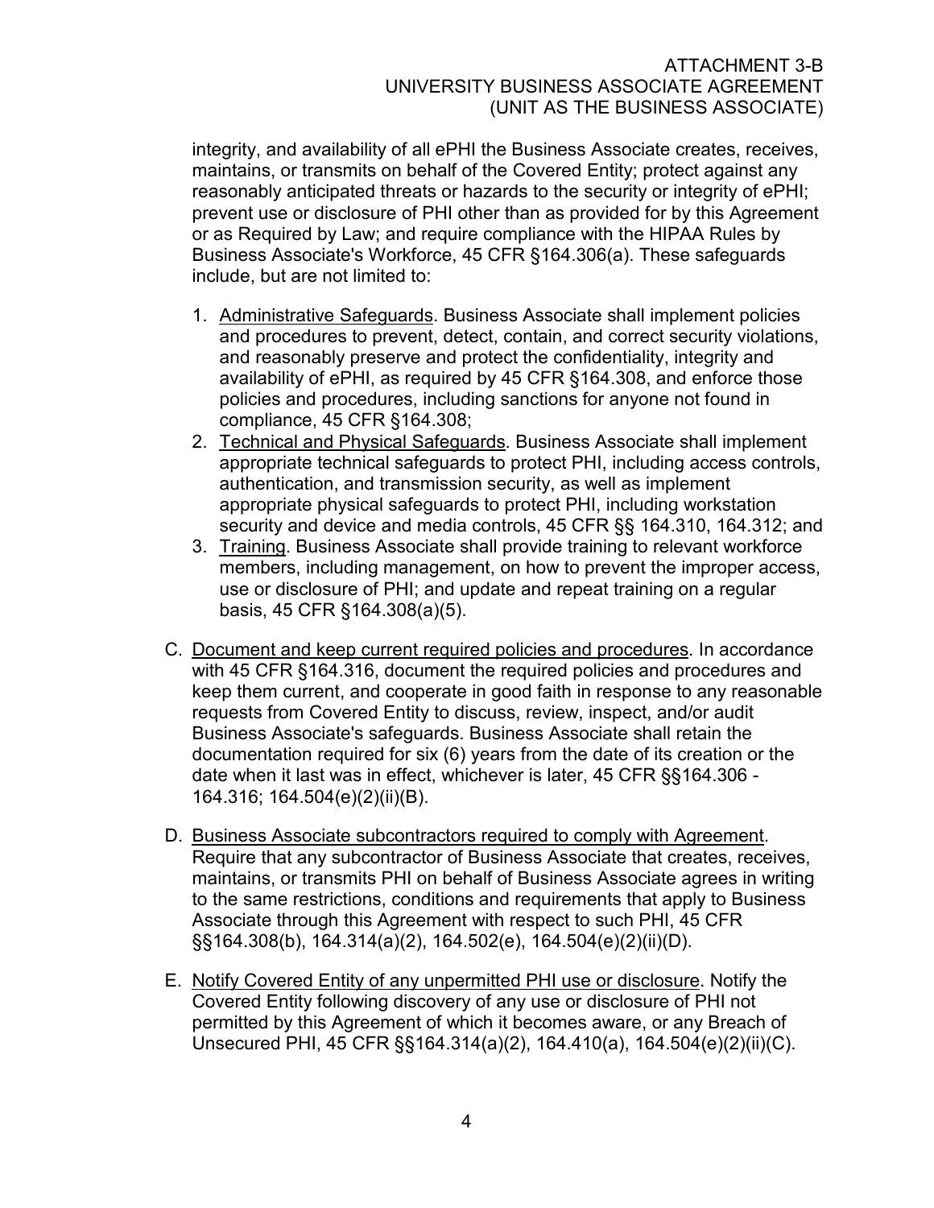integrity, and availability of all ePHI the Business Associate creates, receives, maintains, or transmits on behalf of the Covered Entity; protect against any reasonably anticipated threats or hazards to the security or integrity of ePHI; prevent use or disclosure of PHI other than as provided for by this Agreement or as Required by Law; and require compliance with the HIPAA Rules by Business Associate's Workforce, 45 CFR §164.306(a). These safeguards include, but are not limited to:

1. <u>Administrative Safeguards</u>. Business Associate shall implement policies and procedures to prevent, detect, contain, and correct security violations, and reasonably preserve and protect the confidentiality, integrity and availability of ePHI, as required by 45 CFR §164.308, and enforce those policies and procedures, including sanctions for anyone not found in compliance, 45 CFR §164.308;
2. <u>Technical and Physical Safeguards</u>. Business Associate shall implement appropriate technical safeguards to protect PHI, including access controls, authentication, and transmission security, as well as implement appropriate physical safeguards to protect PHI, including workstation security and device and media controls, 45 CFR §§ 164.310, 164.312; and
3. <u>Training</u>. Business Associate shall provide training to relevant workforce members, including management, on how to prevent the improper access, use or disclosure of PHI; and update and repeat training on a regular basis, 45 CFR §164.308(a)(5).

C. <u>Document and keep current required policies and procedures</u>. In accordance with 45 CFR §164.316, document the required policies and procedures and keep them current, and cooperate in good faith in response to any reasonable requests from Covered Entity to discuss, review, inspect, and/or audit Business Associate's safeguards. Business Associate shall retain the documentation required for six (6) years from the date of its creation or the date when it last was in effect, whichever is later, 45 CFR §§164.306 - 164.316; 164.504(e)(2)(ii)(B).

D. <u>Business Associate subcontractors required to comply with Agreement</u>. Require that any subcontractor of Business Associate that creates, receives, maintains, or transmits PHI on behalf of Business Associate agrees in writing to the same restrictions, conditions and requirements that apply to Business Associate through this Agreement with respect to such PHI, 45 CFR §§164.308(b), 164.314(a)(2), 164.502(e), 164.504(e)(2)(ii)(D).

E. <u>Notify Covered Entity of any unpermitted PHI use or disclosure</u>. Notify the Covered Entity following discovery of any use or disclosure of PHI not permitted by this Agreement of which it becomes aware, or any Breach of Unsecured PHI, 45 CFR §§164.314(a)(2), 164.410(a), 164.504(e)(2)(ii)(C).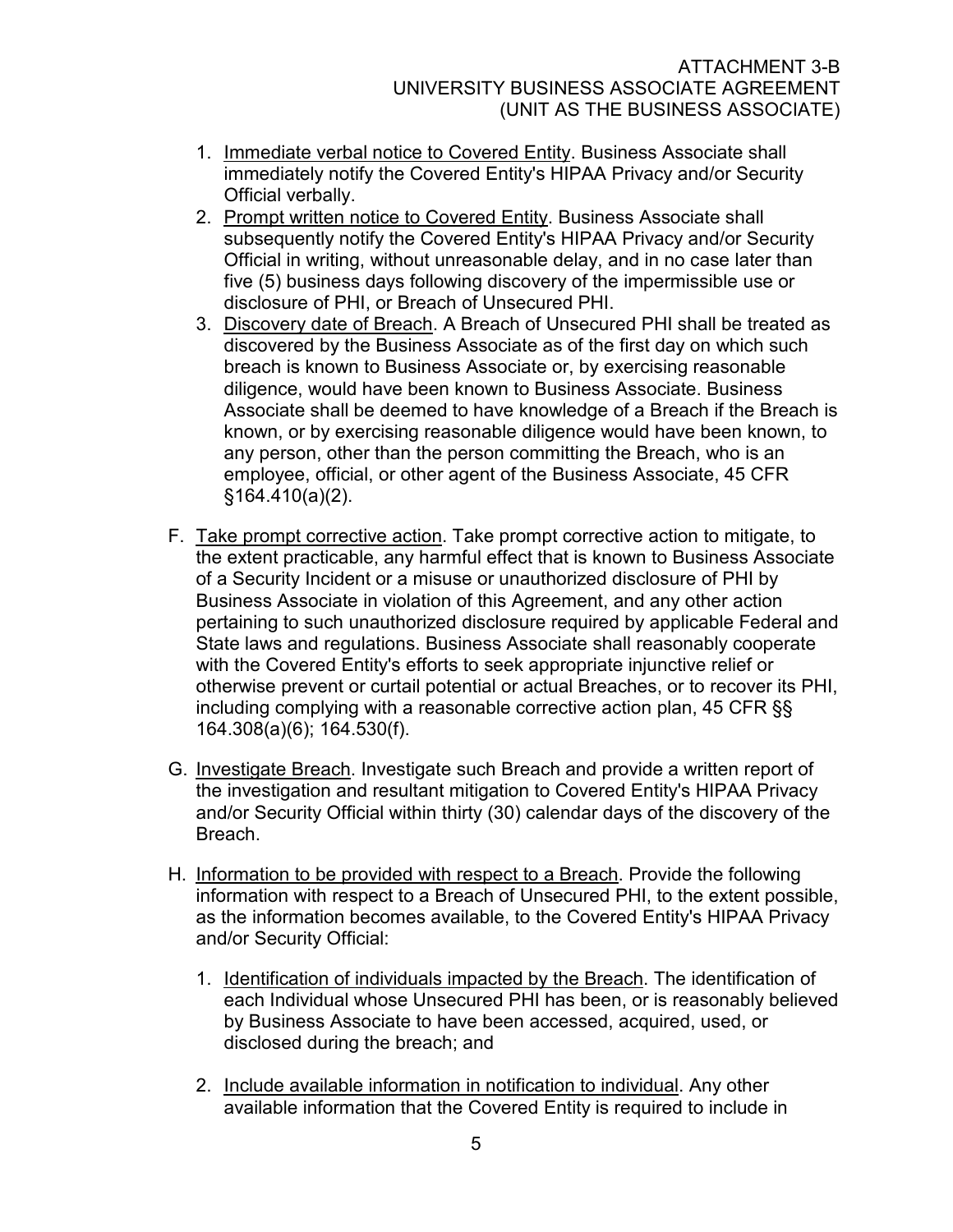1. Immediate verbal notice to Covered Entity. Business Associate shall immediately notify the Covered Entity's HIPAA Privacy and/or Security Official verbally.
2. Prompt written notice to Covered Entity. Business Associate shall subsequently notify the Covered Entity's HIPAA Privacy and/or Security Official in writing, without unreasonable delay, and in no case later than five (5) business days following discovery of the impermissible use or disclosure of PHI, or Breach of Unsecured PHI.
3. Discovery date of Breach. A Breach of Unsecured PHI shall be treated as discovered by the Business Associate as of the first day on which such breach is known to Business Associate or, by exercising reasonable diligence, would have been known to Business Associate. Business Associate shall be deemed to have knowledge of a Breach if the Breach is known, or by exercising reasonable diligence would have been known, to any person, other than the person committing the Breach, who is an employee, official, or other agent of the Business Associate, 45 CFR §164.410(a)(2).

F. Take prompt corrective action. Take prompt corrective action to mitigate, to the extent practicable, any harmful effect that is known to Business Associate of a Security Incident or a misuse or unauthorized disclosure of PHI by Business Associate in violation of this Agreement, and any other action pertaining to such unauthorized disclosure required by applicable Federal and State laws and regulations. Business Associate shall reasonably cooperate with the Covered Entity's efforts to seek appropriate injunctive relief or otherwise prevent or curtail potential or actual Breaches, or to recover its PHI, including complying with a reasonable corrective action plan, 45 CFR §§ 164.308(a)(6); 164.530(f).

G. Investigate Breach. Investigate such Breach and provide a written report of the investigation and resultant mitigation to Covered Entity's HIPAA Privacy and/or Security Official within thirty (30) calendar days of the discovery of the Breach.

H. Information to be provided with respect to a Breach. Provide the following information with respect to a Breach of Unsecured PHI, to the extent possible, as the information becomes available, to the Covered Entity's HIPAA Privacy and/or Security Official:

1. Identification of individuals impacted by the Breach. The identification of each Individual whose Unsecured PHI has been, or is reasonably believed by Business Associate to have been accessed, acquired, used, or disclosed during the breach; and
2. Include available information in notification to individual. Any other available information that the Covered Entity is required to include in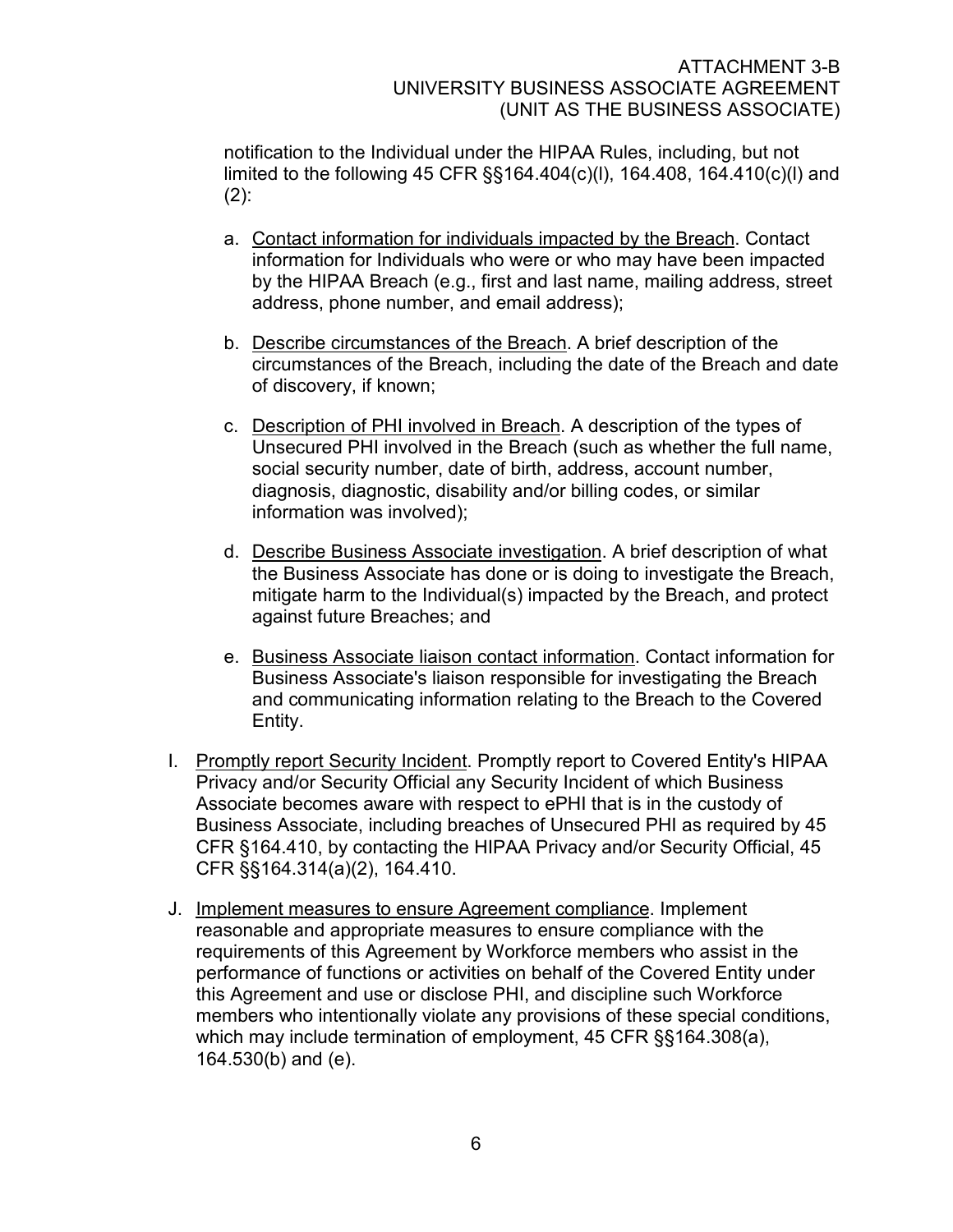notification to the Individual under the HIPAA Rules, including, but not limited to the following 45 CFR §§164.404(c)(l), 164.408, 164.410(c)(l) and (2):

a. Contact information for individuals impacted by the Breach. Contact information for Individuals who were or who may have been impacted by the HIPAA Breach (e.g., first and last name, mailing address, street address, phone number, and email address);

b. Describe circumstances of the Breach. A brief description of the circumstances of the Breach, including the date of the Breach and date of discovery, if known;

c. Description of PHI involved in Breach. A description of the types of Unsecured PHI involved in the Breach (such as whether the full name, social security number, date of birth, address, account number, diagnosis, diagnostic, disability and/or billing codes, or similar information was involved);

d. Describe Business Associate investigation. A brief description of what the Business Associate has done or is doing to investigate the Breach, mitigate harm to the Individual(s) impacted by the Breach, and protect against future Breaches; and

e. Business Associate liaison contact information. Contact information for Business Associate's liaison responsible for investigating the Breach and communicating information relating to the Breach to the Covered Entity.

I. Promptly report Security Incident. Promptly report to Covered Entity's HIPAA Privacy and/or Security Official any Security Incident of which Business Associate becomes aware with respect to ePHI that is in the custody of Business Associate, including breaches of Unsecured PHI as required by 45 CFR §164.410, by contacting the HIPAA Privacy and/or Security Official, 45 CFR §§164.314(a)(2), 164.410.

J. Implement measures to ensure Agreement compliance. Implement reasonable and appropriate measures to ensure compliance with the requirements of this Agreement by Workforce members who assist in the performance of functions or activities on behalf of the Covered Entity under this Agreement and use or disclose PHI, and discipline such Workforce members who intentionally violate any provisions of these special conditions, which may include termination of employment, 45 CFR §§164.308(a), 164.530(b) and (e).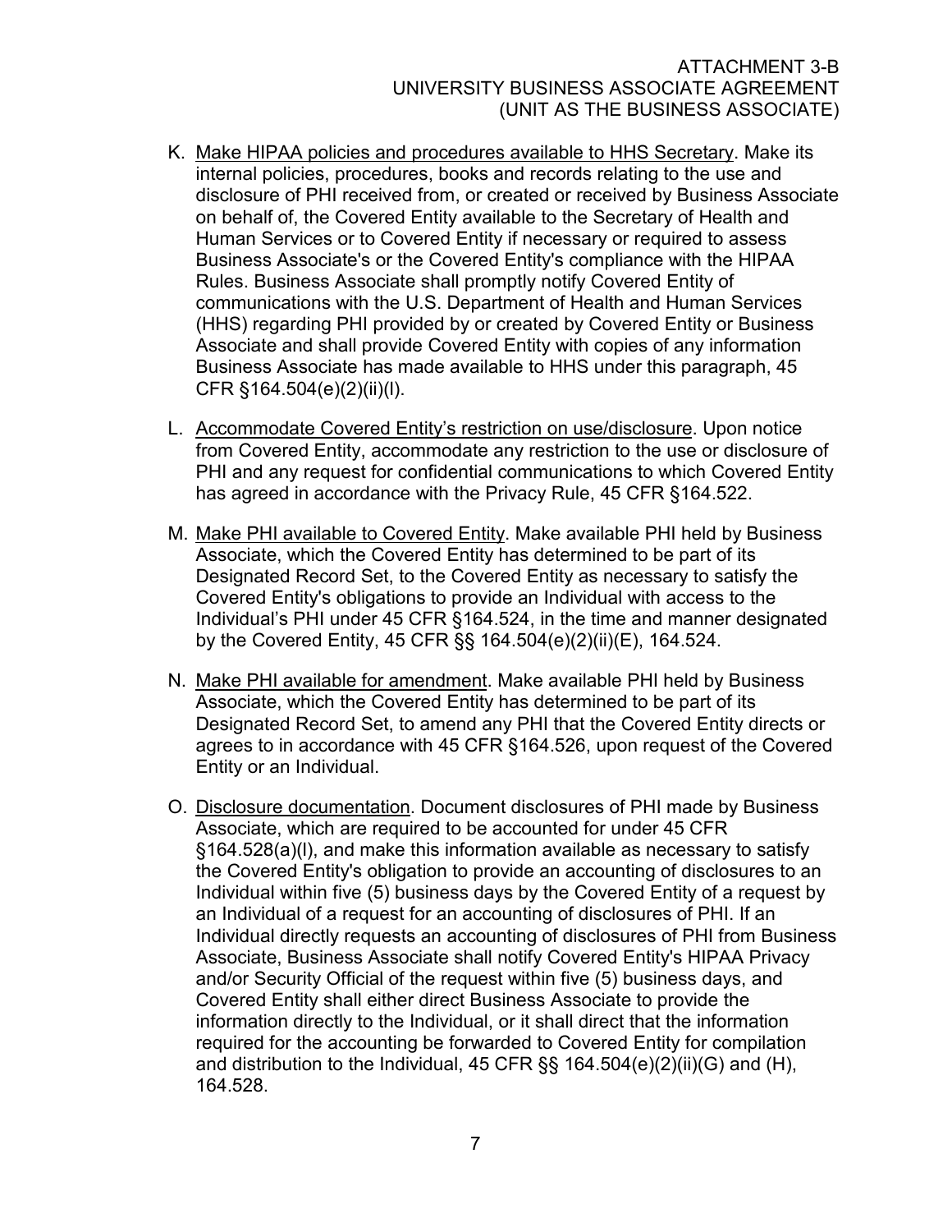K. Make HIPAA policies and procedures available to HHS Secretary. Make its internal policies, procedures, books and records relating to the use and disclosure of PHI received from, or created or received by Business Associate on behalf of, the Covered Entity available to the Secretary of Health and Human Services or to Covered Entity if necessary or required to assess Business Associate's or the Covered Entity's compliance with the HIPAA Rules. Business Associate shall promptly notify Covered Entity of communications with the U.S. Department of Health and Human Services (HHS) regarding PHI provided by or created by Covered Entity or Business Associate and shall provide Covered Entity with copies of any information Business Associate has made available to HHS under this paragraph, 45 CFR §164.504(e)(2)(ii)(I).

L. Accommodate Covered Entity's restriction on use/disclosure. Upon notice from Covered Entity, accommodate any restriction to the use or disclosure of PHI and any request for confidential communications to which Covered Entity has agreed in accordance with the Privacy Rule, 45 CFR §164.522.

M. Make PHI available to Covered Entity. Make available PHI held by Business Associate, which the Covered Entity has determined to be part of its Designated Record Set, to the Covered Entity as necessary to satisfy the Covered Entity's obligations to provide an Individual with access to the Individual's PHI under 45 CFR §164.524, in the time and manner designated by the Covered Entity, 45 CFR §§ 164.504(e)(2)(ii)(E), 164.524.

N. Make PHI available for amendment. Make available PHI held by Business Associate, which the Covered Entity has determined to be part of its Designated Record Set, to amend any PHI that the Covered Entity directs or agrees to in accordance with 45 CFR §164.526, upon request of the Covered Entity or an Individual.

O. Disclosure documentation. Document disclosures of PHI made by Business Associate, which are required to be accounted for under 45 CFR §164.528(a)(l), and make this information available as necessary to satisfy the Covered Entity's obligation to provide an accounting of disclosures to an Individual within five (5) business days by the Covered Entity of a request by an Individual of a request for an accounting of disclosures of PHI. If an Individual directly requests an accounting of disclosures of PHI from Business Associate, Business Associate shall notify Covered Entity's HIPAA Privacy and/or Security Official of the request within five (5) business days, and Covered Entity shall either direct Business Associate to provide the information directly to the Individual, or it shall direct that the information required for the accounting be forwarded to Covered Entity for compilation and distribution to the Individual, 45 CFR §§ 164.504(e)(2)(ii)(G) and (H), 164.528.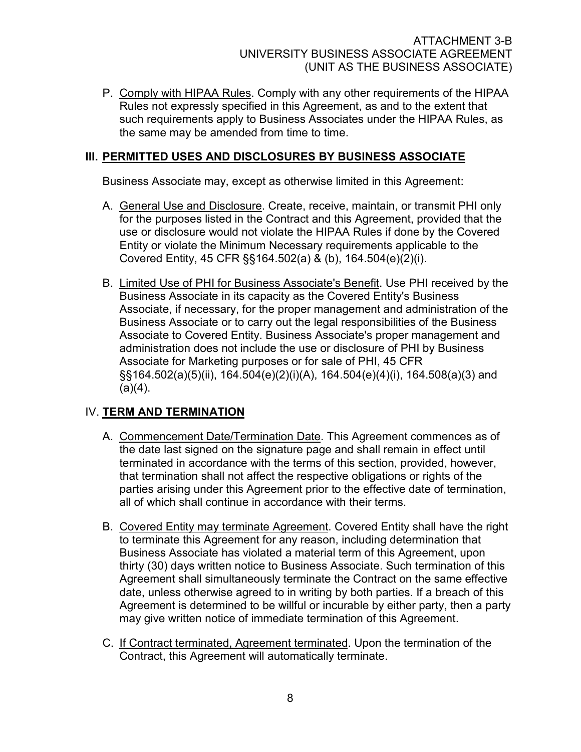P. Comply with HIPAA Rules. Comply with any other requirements of the HIPAA Rules not expressly specified in this Agreement, as and to the extent that such requirements apply to Business Associates under the HIPAA Rules, as the same may be amended from time to time.

## III. PERMITTED USES AND DISCLOSURES BY BUSINESS ASSOCIATE

Business Associate may, except as otherwise limited in this Agreement:

A. General Use and Disclosure. Create, receive, maintain, or transmit PHI only for the purposes listed in the Contract and this Agreement, provided that the use or disclosure would not violate the HIPAA Rules if done by the Covered Entity or violate the Minimum Necessary requirements applicable to the Covered Entity, 45 CFR §§164.502(a) & (b), 164.504(e)(2)(i).

B. Limited Use of PHI for Business Associate's Benefit. Use PHI received by the Business Associate in its capacity as the Covered Entity's Business Associate, if necessary, for the proper management and administration of the Business Associate or to carry out the legal responsibilities of the Business Associate to Covered Entity. Business Associate's proper management and administration does not include the use or disclosure of PHI by Business Associate for Marketing purposes or for sale of PHI, 45 CFR §§164.502(a)(5)(ii), 164.504(e)(2)(i)(A), 164.504(e)(4)(i), 164.508(a)(3) and (a)(4).

## IV. TERM AND TERMINATION

A. Commencement Date/Termination Date. This Agreement commences as of the date last signed on the signature page and shall remain in effect until terminated in accordance with the terms of this section, provided, however, that termination shall not affect the respective obligations or rights of the parties arising under this Agreement prior to the effective date of termination, all of which shall continue in accordance with their terms.

B. Covered Entity may terminate Agreement. Covered Entity shall have the right to terminate this Agreement for any reason, including determination that Business Associate has violated a material term of this Agreement, upon thirty (30) days written notice to Business Associate. Such termination of this Agreement shall simultaneously terminate the Contract on the same effective date, unless otherwise agreed to in writing by both parties. If a breach of this Agreement is determined to be willful or incurable by either party, then a party may give written notice of immediate termination of this Agreement.

C. If Contract terminated, Agreement terminated. Upon the termination of the Contract, this Agreement will automatically terminate.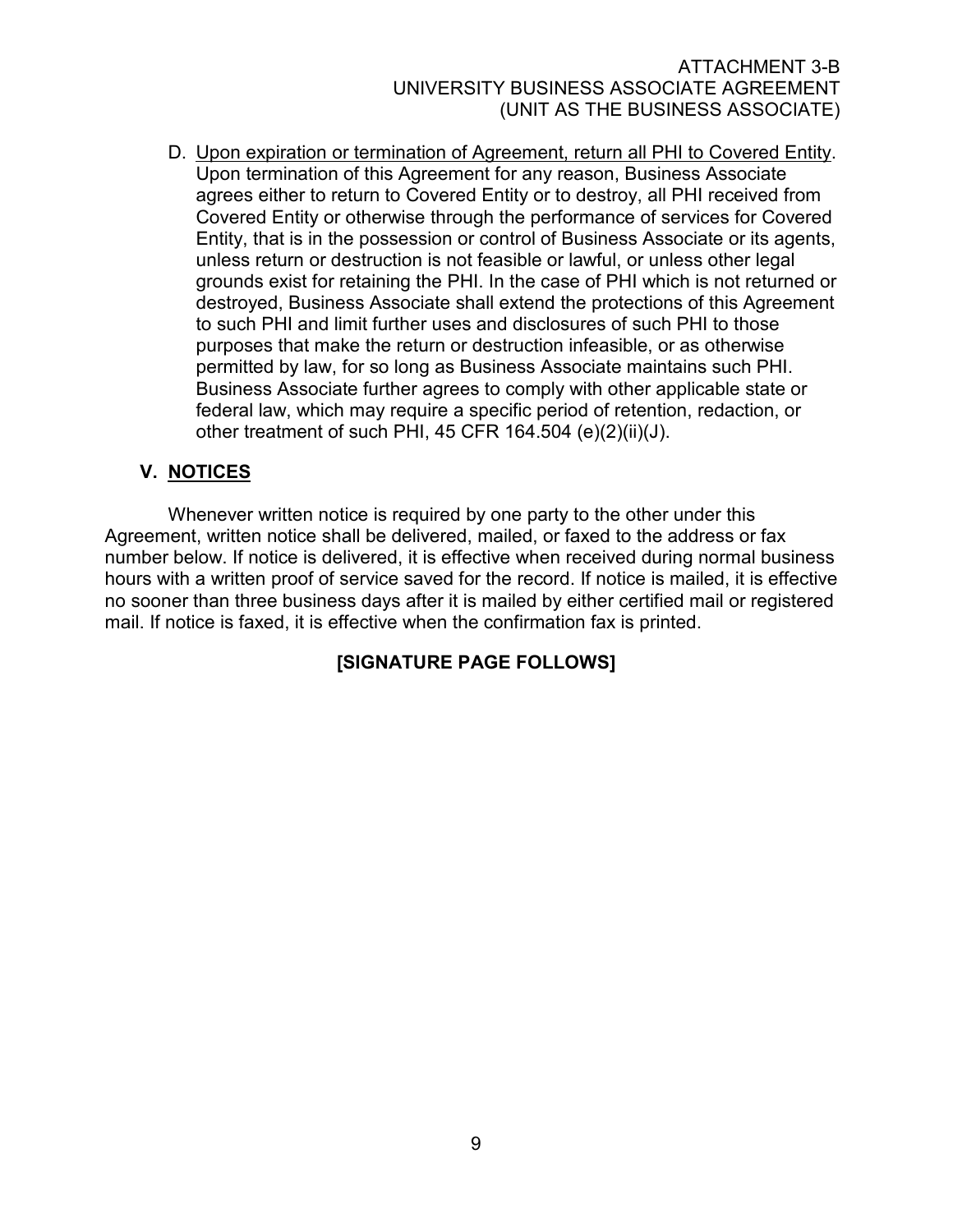D. <u>Upon expiration or termination of Agreement, return all PHI to Covered Entity</u>. Upon termination of this Agreement for any reason, Business Associate agrees either to return to Covered Entity or to destroy, all PHI received from Covered Entity or otherwise through the performance of services for Covered Entity, that is in the possession or control of Business Associate or its agents, unless return or destruction is not feasible or lawful, or unless other legal grounds exist for retaining the PHI. In the case of PHI which is not returned or destroyed, Business Associate shall extend the protections of this Agreement to such PHI and limit further uses and disclosures of such PHI to those purposes that make the return or destruction infeasible, or as otherwise permitted by law, for so long as Business Associate maintains such PHI. Business Associate further agrees to comply with other applicable state or federal law, which may require a specific period of retention, redaction, or other treatment of such PHI, 45 CFR 164.504 (e)(2)(ii)(J).

## V. <u>NOTICES</u>

Whenever written notice is required by one party to the other under this Agreement, written notice shall be delivered, mailed, or faxed to the address or fax number below. If notice is delivered, it is effective when received during normal business hours with a written proof of service saved for the record. If notice is mailed, it is effective no sooner than three business days after it is mailed by either certified mail or registered mail. If notice is faxed, it is effective when the confirmation fax is printed.

**[SIGNATURE PAGE FOLLOWS]**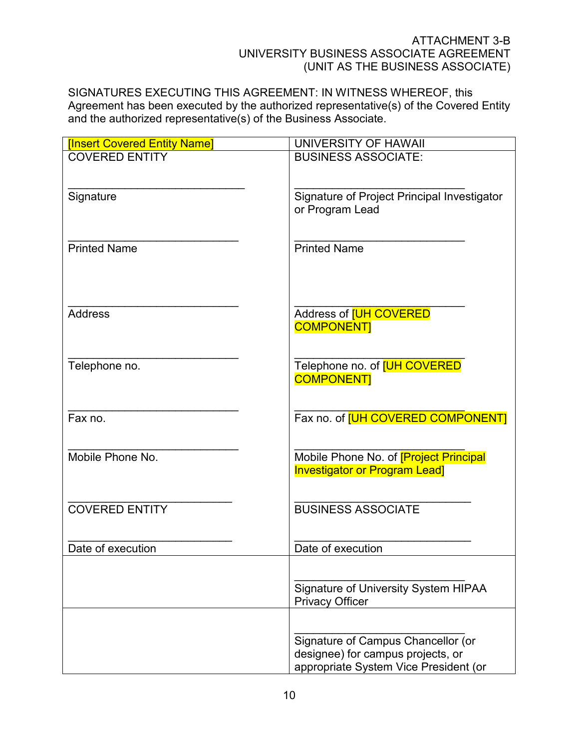ATTACHMENT 3-B
UNIVERSITY BUSINESS ASSOCIATE AGREEMENT
(UNIT AS THE BUSINESS ASSOCIATE)

SIGNATURES EXECUTING THIS AGREEMENT: IN WITNESS WHEREOF, this Agreement has been executed by the authorized representative(s) of the Covered Entity and the authorized representative(s) of the Business Associate.

| [Insert Covered Entity Name] | UNIVERSITY OF HAWAII |
|---|---|
| COVERED ENTITY<br><br>____________________________<br>Signature<br><br>____________________________<br>Printed Name<br><br>____________________________<br>Address<br><br>____________________________<br>Telephone no.<br><br>____________________________<br>Fax no.<br><br>____________________________<br>Mobile Phone No.<br><br>____________________________<br>COVERED ENTITY<br><br>____________________________<br>Date of execution | BUSINESS ASSOCIATE:<br><br>____________________________<br>Signature of Project Principal Investigator or Program Lead<br><br>____________________________<br>Printed Name<br><br>____________________________<br>Address of [UH COVERED COMPONENT]<br><br>____________________________<br>Telephone no. of [UH COVERED COMPONENT]<br><br>____________________________<br>Fax no. of [UH COVERED COMPONENT]<br><br>____________________________<br>Mobile Phone No. of [Project Principal Investigator or Program Lead]<br><br>____________________________<br>BUSINESS ASSOCIATE<br><br>____________________________<br>Date of execution |
| | ____________________________<br>Signature of University System HIPAA Privacy Officer |
| | ____________________________<br>Signature of Campus Chancellor (or designee) for campus projects, or appropriate System Vice President (or |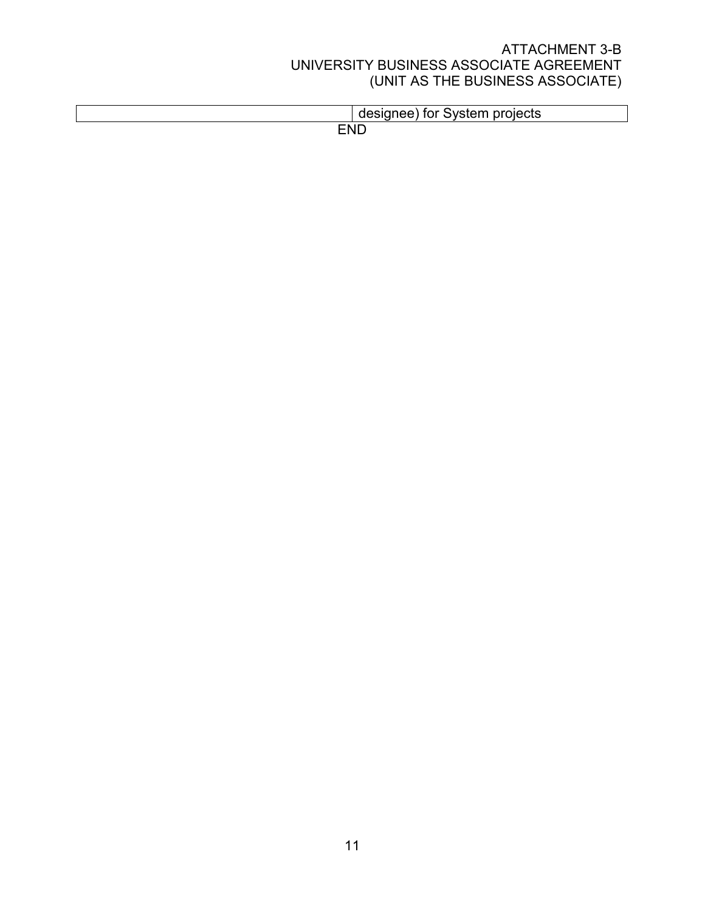| | |
|---|---|
| | designee) for System projects |

END